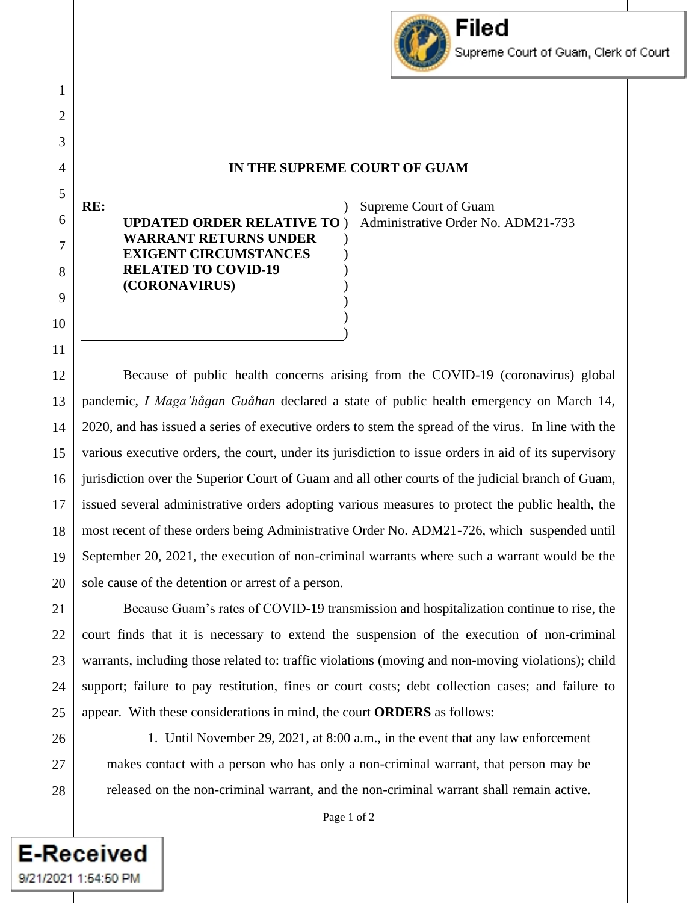# IN THE SUPREME COURT OF GUAM

**RE:**

**UPDATED ORDER RELATIVE TO WARRANT RETURNS UNDER EXIGENT CIRCUMSTANCES RELATED TO COVID-19 (CORONAVIRUS)**

Supreme Court of Guam Administrative Order No. ADM21-733

Because of public health concerns arising from the COVID-19 (coronavirus) global pandemic, *I Maga'hågan Guåhan* declared a state of public health emergency on March 14, 2020, and has issued a series of executive orders to stem the spread of the virus. In line with the various executive orders, the court, under its jurisdiction to issue orders in aid of its supervisory jurisdiction over the Superior Court of Guam and all other courts of the judicial branch of Guam, issued several administrative orders adopting various measures to protect the public health, the most recent of these orders being Administrative Order No. ADM21-726, which suspended until September 20, 2021, the execution of non-criminal warrants where such a warrant would be the sole cause of the detention or arrest of a person.

Because Guam's rates of COVID-19 transmission and hospitalization continue to rise, the court finds that it is necessary to extend the suspension of the execution of non-criminal warrants, including those related to: traffic violations (moving and non-moving violations); child support; failure to pay restitution, fines or court costs; debt collection cases; and failure to appear. With these considerations in mind, the court **ORDERS** as follows:

1. Until November 29, 2021, at 8:00 a.m., in the event that any law enforcement makes contact with a person who has only a non-criminal warrant, that person may be released on the non-criminal warrant, and the non-criminal warrant shall remain active.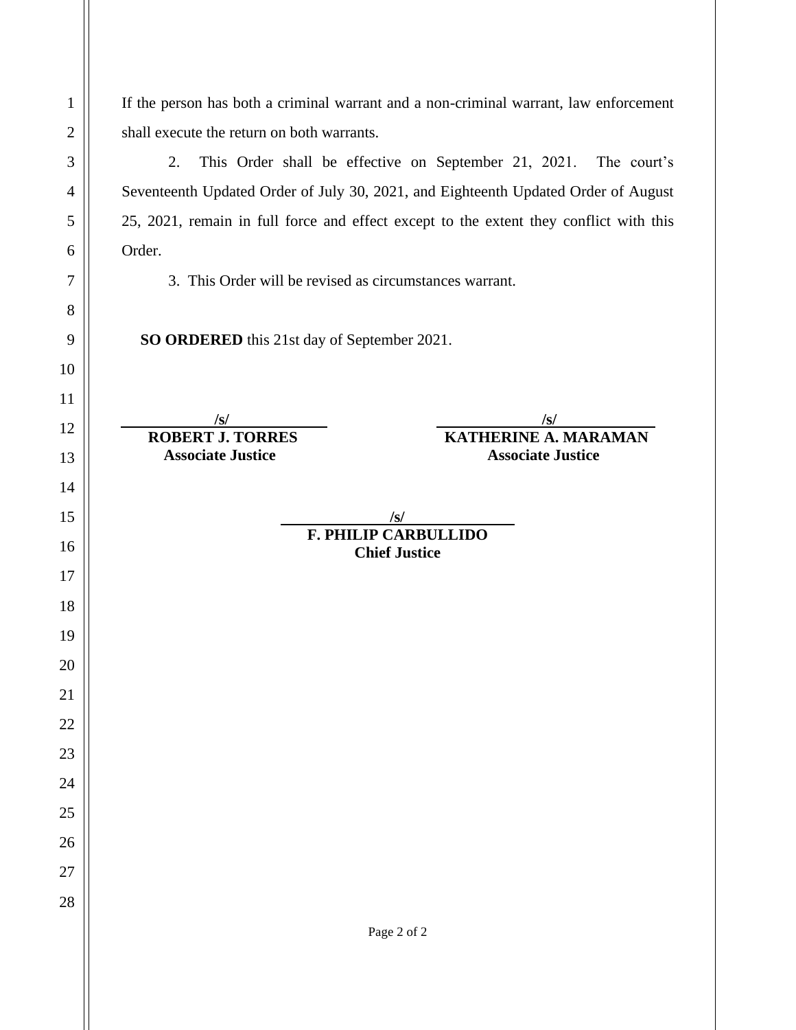If the person has both a criminal warrant and a non-criminal warrant, law enforcement shall execute the return on both warrants.

2. This Order shall be effective on September 21, 2021. The court's Seventeenth Updated Order of July 30, 2021, and Eighteenth Updated Order of August 25, 2021, remain in full force and effect except to the extent they conflict with this Order.

3. This Order will be revised as circumstances warrant.

**SO ORDERED** this 21st day of September 2021.

**/s/**
**ROBERT J. TORRES**
**Associate Justice**

**/s/**
**KATHERINE A. MARAMAN**
**Associate Justice**

**/s/**
**F. PHILIP CARBULLIDO**
**Chief Justice**